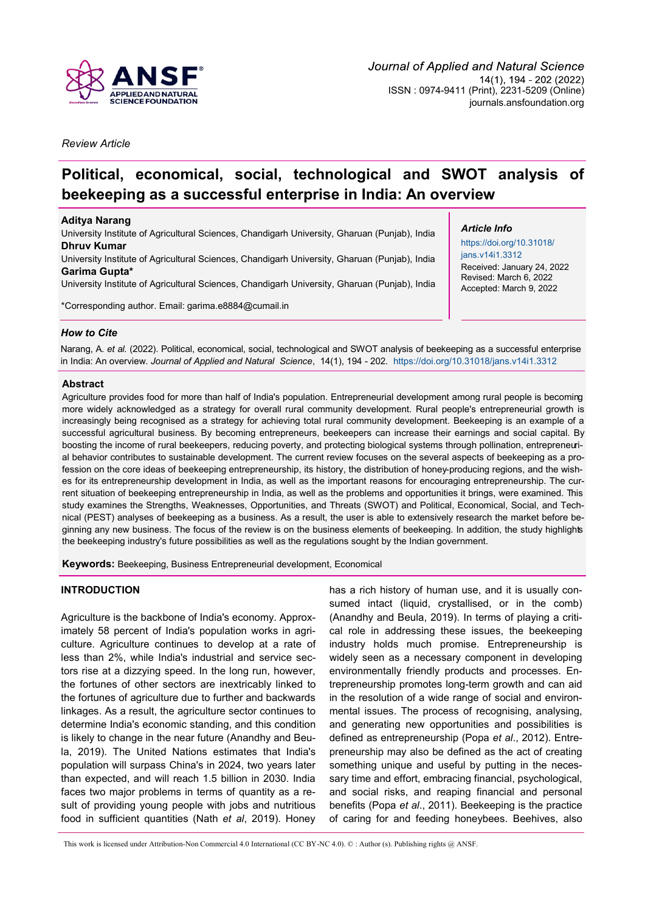*Review Article*

# Political, economical, social, technological and SWOT analysis of beekeeping as a successful enterprise in India: An overview

**Aditya Narang**
University Institute of Agricultural Sciences, Chandigarh University, Gharuan (Punjab), India
**Dhruv Kumar**
University Institute of Agricultural Sciences, Chandigarh University, Gharuan (Punjab), India
**Garima Gupta***
University Institute of Agricultural Sciences, Chandigarh University, Gharuan (Punjab), India

*Corresponding author. Email: garima.e8884@cumail.in

***Article Info***
https://doi.org/10.31018/jans.v14i1.3312
Received: January 24, 2022
Revised: March 6, 2022
Accepted: March 9, 2022

***How to Cite***

Narang, A. *et al.* (2022). Political, economical, social, technological and SWOT analysis of beekeeping as a successful enterprise in India: An overview. *Journal of Applied and Natural Science*, 14(1), 194 - 202. https://doi.org/10.31018/jans.v14i1.3312

## Abstract

Agriculture provides food for more than half of India's population. Entrepreneurial development among rural people is becoming more widely acknowledged as a strategy for overall rural community development. Rural people's entrepreneurial growth is increasingly being recognised as a strategy for achieving total rural community development. Beekeeping is an example of a successful agricultural business. By becoming entrepreneurs, beekeepers can increase their earnings and social capital. By boosting the income of rural beekeepers, reducing poverty, and protecting biological systems through pollination, entrepreneurial behavior contributes to sustainable development. The current review focuses on the several aspects of beekeeping as a profession on the core ideas of beekeeping entrepreneurship, its history, the distribution of honey-producing regions, and the wishes for its entrepreneurship development in India, as well as the important reasons for encouraging entrepreneurship. The current situation of beekeeping entrepreneurship in India, as well as the problems and opportunities it brings, were examined. This study examines the Strengths, Weaknesses, Opportunities, and Threats (SWOT) and Political, Economical, Social, and Technical (PEST) analyses of beekeeping as a business. As a result, the user is able to extensively research the market before beginning any new business. The focus of the review is on the business elements of beekeeping. In addition, the study highlights the beekeeping industry's future possibilities as well as the regulations sought by the Indian government.

**Keywords:** Beekeeping, Business Entrepreneurial development, Economical

## INTRODUCTION

Agriculture is the backbone of India's economy. Approximately 58 percent of India's population works in agriculture. Agriculture continues to develop at a rate of less than 2%, while India's industrial and service sectors rise at a dizzying speed. In the long run, however, the fortunes of other sectors are inextricably linked to the fortunes of agriculture due to further and backwards linkages. As a result, the agriculture sector continues to determine India's economic standing, and this condition is likely to change in the near future (Anandhy and Beula, 2019). The United Nations estimates that India's population will surpass China's in 2024, two years later than expected, and will reach 1.5 billion in 2030. India faces two major problems in terms of quantity as a result of providing young people with jobs and nutritious food in sufficient quantities (Nath *et al*, 2019). Honey has a rich history of human use, and it is usually consumed intact (liquid, crystallised, or in the comb) (Anandhy and Beula, 2019). In terms of playing a critical role in addressing these issues, the beekeeping industry holds much promise. Entrepreneurship is widely seen as a necessary component in developing environmentally friendly products and processes. Entrepreneurship promotes long-term growth and can aid in the resolution of a wide range of social and environmental issues. The process of recognising, analysing, and generating new opportunities and possibilities is defined as entrepreneurship (Popa *et al*., 2012). Entrepreneurship may also be defined as the act of creating something unique and useful by putting in the necessary time and effort, embracing financial, psychological, and social risks, and reaping financial and personal benefits (Popa *et al*., 2011). Beekeeping is the practice of caring for and feeding honeybees. Beehives, also

This work is licensed under Attribution-Non Commercial 4.0 International (CC BY-NC 4.0). © : Author (s). Publishing rights @ ANSF.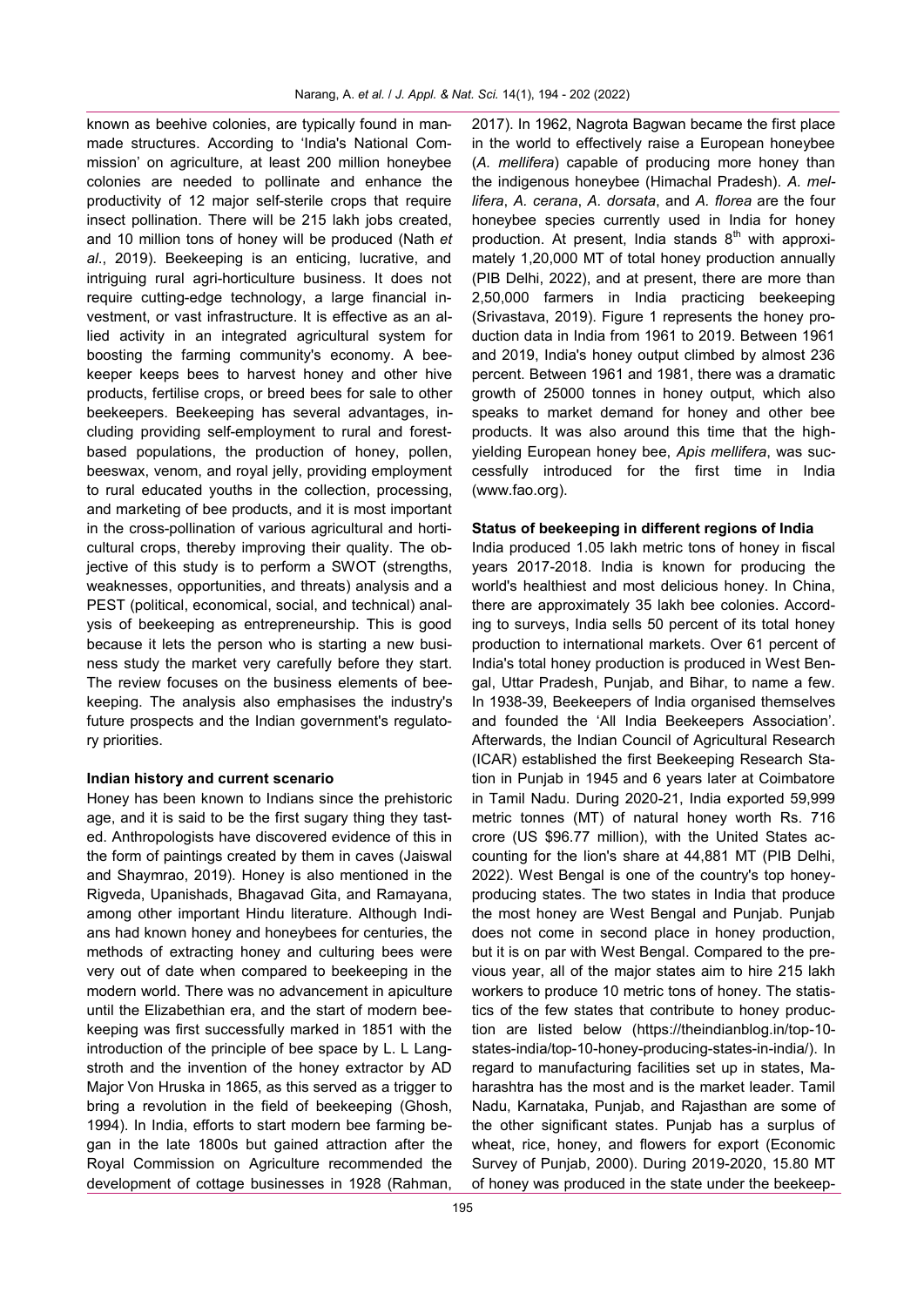known as beehive colonies, are typically found in man-made structures. According to 'India's National Commission' on agriculture, at least 200 million honeybee colonies are needed to pollinate and enhance the productivity of 12 major self-sterile crops that require insect pollination. There will be 215 lakh jobs created, and 10 million tons of honey will be produced (Nath *et al*., 2019). Beekeeping is an enticing, lucrative, and intriguing rural agri-horticulture business. It does not require cutting-edge technology, a large financial investment, or vast infrastructure. It is effective as an allied activity in an integrated agricultural system for boosting the farming community's economy. A beekeeper keeps bees to harvest honey and other hive products, fertilise crops, or breed bees for sale to other beekeepers. Beekeeping has several advantages, including providing self-employment to rural and forest-based populations, the production of honey, pollen, beeswax, venom, and royal jelly, providing employment to rural educated youths in the collection, processing, and marketing of bee products, and it is most important in the cross-pollination of various agricultural and horticultural crops, thereby improving their quality. The objective of this study is to perform a SWOT (strengths, weaknesses, opportunities, and threats) analysis and a PEST (political, economical, social, and technical) analysis of beekeeping as entrepreneurship. This is good because it lets the person who is starting a new business study the market very carefully before they start. The review focuses on the business elements of beekeeping. The analysis also emphasises the industry's future prospects and the Indian government's regulatory priorities.

**Indian history and current scenario**

Honey has been known to Indians since the prehistoric age, and it is said to be the first sugary thing they tasted. Anthropologists have discovered evidence of this in the form of paintings created by them in caves (Jaiswal and Shaymrao, 2019). Honey is also mentioned in the Rigveda, Upanishads, Bhagavad Gita, and Ramayana, among other important Hindu literature. Although Indians had known honey and honeybees for centuries, the methods of extracting honey and culturing bees were very out of date when compared to beekeeping in the modern world. There was no advancement in apiculture until the Elizabethian era, and the start of modern beekeeping was first successfully marked in 1851 with the introduction of the principle of bee space by L. L Langstroth and the invention of the honey extractor by AD Major Von Hruska in 1865, as this served as a trigger to bring a revolution in the field of beekeeping (Ghosh, 1994). In India, efforts to start modern bee farming began in the late 1800s but gained attraction after the Royal Commission on Agriculture recommended the development of cottage businesses in 1928 (Rahman, 2017). In 1962, Nagrota Bagwan became the first place in the world to effectively raise a European honeybee (*A. mellifera*) capable of producing more honey than the indigenous honeybee (Himachal Pradesh). *A. mellifera*, *A. cerana*, *A. dorsata*, and *A. florea* are the four honeybee species currently used in India for honey production. At present, India stands 8th with approximately 1,20,000 MT of total honey production annually (PIB Delhi, 2022), and at present, there are more than 2,50,000 farmers in India practicing beekeeping (Srivastava, 2019). Figure 1 represents the honey production data in India from 1961 to 2019. Between 1961 and 2019, India's honey output climbed by almost 236 percent. Between 1961 and 1981, there was a dramatic growth of 25000 tonnes in honey output, which also speaks to market demand for honey and other bee products. It was also around this time that the high-yielding European honey bee, *Apis mellifera*, was successfully introduced for the first time in India (www.fao.org).

**Status of beekeeping in different regions of India**

India produced 1.05 lakh metric tons of honey in fiscal years 2017-2018. India is known for producing the world's healthiest and most delicious honey. In China, there are approximately 35 lakh bee colonies. According to surveys, India sells 50 percent of its total honey production to international markets. Over 61 percent of India's total honey production is produced in West Bengal, Uttar Pradesh, Punjab, and Bihar, to name a few. In 1938-39, Beekeepers of India organised themselves and founded the 'All India Beekeepers Association'. Afterwards, the Indian Council of Agricultural Research (ICAR) established the first Beekeeping Research Station in Punjab in 1945 and 6 years later at Coimbatore in Tamil Nadu. During 2020-21, India exported 59,999 metric tonnes (MT) of natural honey worth Rs. 716 crore (US $96.77 million), with the United States accounting for the lion's share at 44,881 MT (PIB Delhi, 2022). West Bengal is one of the country's top honey-producing states. The two states in India that produce the most honey are West Bengal and Punjab. Punjab does not come in second place in honey production, but it is on par with West Bengal. Compared to the previous year, all of the major states aim to hire 215 lakh workers to produce 10 metric tons of honey. The statistics of the few states that contribute to honey production are listed below (https://theindianblog.in/top-10-states-india/top-10-honey-producing-states-in-india/). In regard to manufacturing facilities set up in states, Maharashtra has the most and is the market leader. Tamil Nadu, Karnataka, Punjab, and Rajasthan are some of the other significant states. Punjab has a surplus of wheat, rice, honey, and flowers for export (Economic Survey of Punjab, 2000). During 2019-2020, 15.80 MT of honey was produced in the state under the beekeep-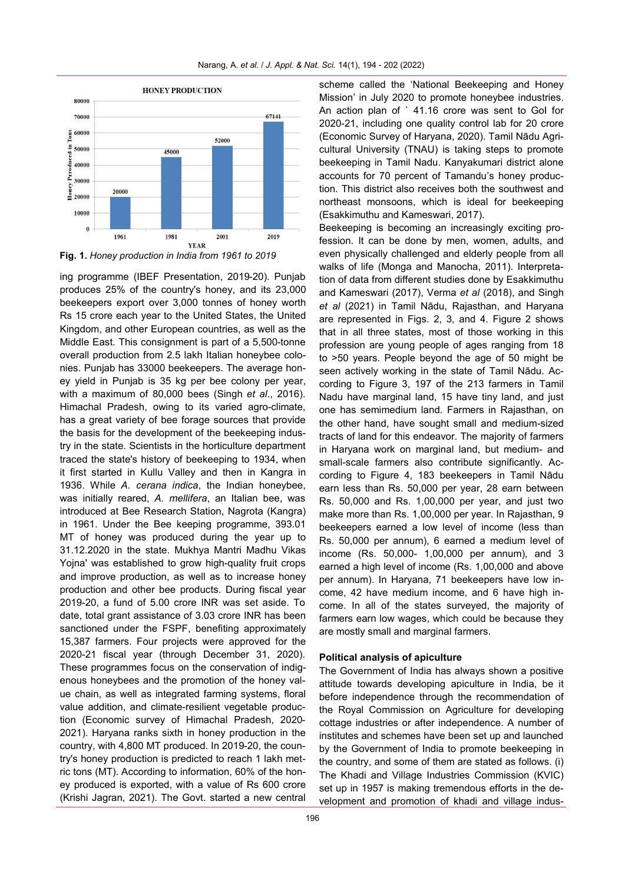**HONEY PRODUCTION**

| YEAR | Honey Produced in Tons |
|---|---|
| 1961 | 20000 |
| 1981 | 45000 |
| 2001 | 52000 |
| 2019 | 67141 |

**Fig. 1.** *Honey production in India from 1961 to 2019*

ing programme (IBEF Presentation, 2019-20). Punjab produces 25% of the country's honey, and its 23,000 beekeepers export over 3,000 tonnes of honey worth Rs 15 crore each year to the United States, the United Kingdom, and other European countries, as well as the Middle East. This consignment is part of a 5,500-tonne overall production from 2.5 lakh Italian honeybee colonies. Punjab has 33000 beekeepers. The average honey yield in Punjab is 35 kg per bee colony per year, with a maximum of 80,000 bees (Singh *et al*., 2016). Himachal Pradesh, owing to its varied agro-climate, has a great variety of bee forage sources that provide the basis for the development of the beekeeping industry in the state. Scientists in the horticulture department traced the state's history of beekeeping to 1934, when it first started in Kullu Valley and then in Kangra in 1936. While *A. cerana indica*, the Indian honeybee, was initially reared, *A. mellifera*, an Italian bee, was introduced at Bee Research Station, Nagrota (Kangra) in 1961. Under the Bee keeping programme, 393.01 MT of honey was produced during the year up to 31.12.2020 in the state. Mukhya Mantri Madhu Vikas Yojna' was established to grow high-quality fruit crops and improve production, as well as to increase honey production and other bee products. During fiscal year 2019-20, a fund of 5.00 crore INR was set aside. To date, total grant assistance of 3.03 crore INR has been sanctioned under the FSPF, benefiting approximately 15,387 farmers. Four projects were approved for the 2020-21 fiscal year (through December 31, 2020). These programmes focus on the conservation of indigenous honeybees and the promotion of the honey value chain, as well as integrated farming systems, floral value addition, and climate-resilient vegetable production (Economic survey of Himachal Pradesh, 2020-2021). Haryana ranks sixth in honey production in the country, with 4,800 MT produced. In 2019-20, the country's honey production is predicted to reach 1 lakh metric tons (MT). According to information, 60% of the honey produced is exported, with a value of Rs 600 crore (Krishi Jagran, 2021). The Govt. started a new central scheme called the 'National Beekeeping and Honey Mission' in July 2020 to promote honeybee industries. An action plan of ` 41.16 crore was sent to GoI for 2020-21, including one quality control lab for 20 crore (Economic Survey of Haryana, 2020). Tamil Nādu Agricultural University (TNAU) is taking steps to promote beekeeping in Tamil Nadu. Kanyakumari district alone accounts for 70 percent of Tamandu's honey production. This district also receives both the southwest and northeast monsoons, which is ideal for beekeeping (Esakkimuthu and Kameswari, 2017).

Beekeeping is becoming an increasingly exciting profession. It can be done by men, women, adults, and even physically challenged and elderly people from all walks of life (Monga and Manocha, 2011). Interpretation of data from different studies done by Esakkimuthu and Kameswari (2017), Verma *et al* (2018), and Singh *et al* (2021) in Tamil Nādu, Rajasthan, and Haryana are represented in Figs. 2, 3, and 4. Figure 2 shows that in all three states, most of those working in this profession are young people of ages ranging from 18 to >50 years. People beyond the age of 50 might be seen actively working in the state of Tamil Nādu. According to Figure 3, 197 of the 213 farmers in Tamil Nadu have marginal land, 15 have tiny land, and just one has semimedium land. Farmers in Rajasthan, on the other hand, have sought small and medium-sized tracts of land for this endeavor. The majority of farmers in Haryana work on marginal land, but medium- and small-scale farmers also contribute significantly. According to Figure 4, 183 beekeepers in Tamil Nādu earn less than Rs. 50,000 per year, 28 earn between Rs. 50,000 and Rs. 1,00,000 per year, and just two make more than Rs. 1,00,000 per year. In Rajasthan, 9 beekeepers earned a low level of income (less than Rs. 50,000 per annum), 6 earned a medium level of income (Rs. 50,000- 1,00,000 per annum), and 3 earned a high level of income (Rs. 1,00,000 and above per annum). In Haryana, 71 beekeepers have low income, 42 have medium income, and 6 have high income. In all of the states surveyed, the majority of farmers earn low wages, which could be because they are mostly small and marginal farmers.

### Political analysis of apiculture

The Government of India has always shown a positive attitude towards developing apiculture in India, be it before independence through the recommendation of the Royal Commission on Agriculture for developing cottage industries or after independence. A number of institutes and schemes have been set up and launched by the Government of India to promote beekeeping in the country, and some of them are stated as follows. (i) The Khadi and Village Industries Commission (KVIC) set up in 1957 is making tremendous efforts in the development and promotion of khadi and village indus-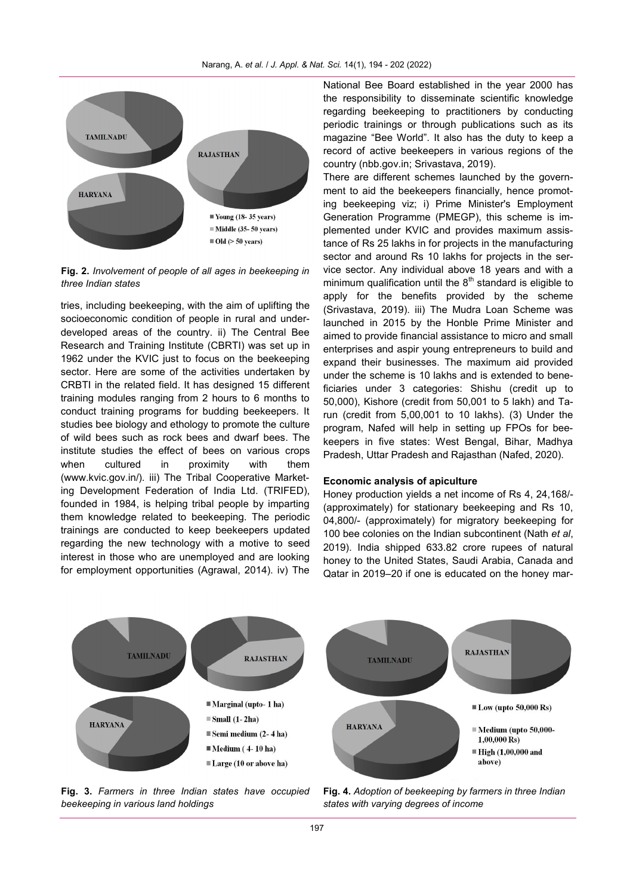**Fig. 2.** *Involvement of people of all ages in beekeeping in three Indian states*

tries, including beekeeping, with the aim of uplifting the socioeconomic condition of people in rural and underdeveloped areas of the country. ii) The Central Bee Research and Training Institute (CBRTI) was set up in 1962 under the KVIC just to focus on the beekeeping sector. Here are some of the activities undertaken by CRBTI in the related field. It has designed 15 different training modules ranging from 2 hours to 6 months to conduct training programs for budding beekeepers. It studies bee biology and ethology to promote the culture of wild bees such as rock bees and dwarf bees. The institute studies the effect of bees on various crops when cultured in proximity with them (www.kvic.gov.in/). iii) The Tribal Cooperative Marketing Development Federation of India Ltd. (TRIFED), founded in 1984, is helping tribal people by imparting them knowledge related to beekeeping. The periodic trainings are conducted to keep beekeepers updated regarding the new technology with a motive to seed interest in those who are unemployed and are looking for employment opportunities (Agrawal, 2014). iv) The National Bee Board established in the year 2000 has the responsibility to disseminate scientific knowledge regarding beekeeping to practitioners by conducting periodic trainings or through publications such as its magazine "Bee World". It also has the duty to keep a record of active beekeepers in various regions of the country (nbb.gov.in; Srivastava, 2019).

There are different schemes launched by the government to aid the beekeepers financially, hence promoting beekeeping viz; i) Prime Minister's Employment Generation Programme (PMEGP), this scheme is implemented under KVIC and provides maximum assistance of Rs 25 lakhs in for projects in the manufacturing sector and around Rs 10 lakhs for projects in the service sector. Any individual above 18 years and with a minimum qualification until the 8$^{th}$ standard is eligible to apply for the benefits provided by the scheme (Srivastava, 2019). iii) The Mudra Loan Scheme was launched in 2015 by the Honble Prime Minister and aimed to provide financial assistance to micro and small enterprises and aspir young entrepreneurs to build and expand their businesses. The maximum aid provided under the scheme is 10 lakhs and is extended to beneficiaries under 3 categories: Shishu (credit up to 50,000), Kishore (credit from 50,001 to 5 lakh) and Tarun (credit from 5,00,001 to 10 lakhs). (3) Under the program, Nafed will help in setting up FPOs for beekeepers in five states: West Bengal, Bihar, Madhya Pradesh, Uttar Pradesh and Rajasthan (Nafed, 2020).

### Economic analysis of apiculture

Honey production yields a net income of Rs 4, 24,168/- (approximately) for stationary beekeeping and Rs 10, 04,800/- (approximately) for migratory beekeeping for 100 bee colonies on the Indian subcontinent (Nath *et al*, 2019). India shipped 633.82 crore rupees of natural honey to the United States, Saudi Arabia, Canada and Qatar in 2019–20 if one is educated on the honey mar-

**Fig. 3.** *Farmers in three Indian states have occupied beekeeping in various land holdings*

**Fig. 4.** *Adoption of beekeeping by farmers in three Indian states with varying degrees of income*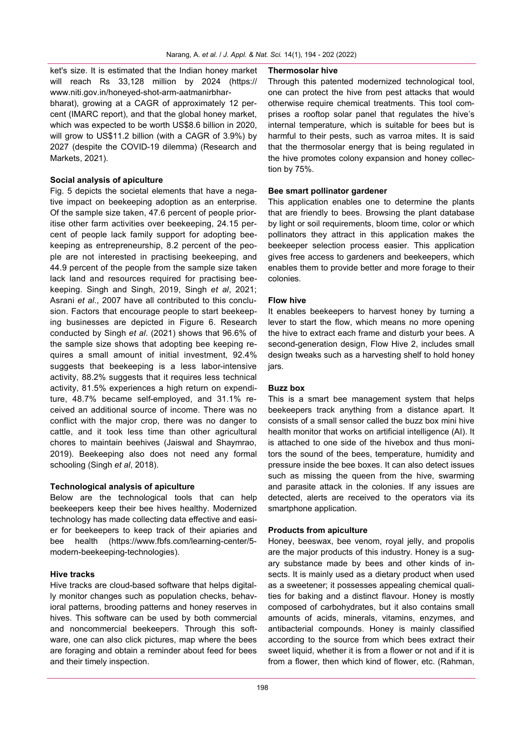ket's size. It is estimated that the Indian honey market will reach Rs 33,128 million by 2024 (https://www.niti.gov.in/honeyed-shot-arm-aatmanirbhar-bharat), growing at a CAGR of approximately 12 percent (IMARC report), and that the global honey market, which was expected to be worth US$8.6 billion in 2020, will grow to US$11.2 billion (with a CAGR of 3.9%) by 2027 (despite the COVID-19 dilemma) (Research and Markets, 2021).

**Social analysis of apiculture**

Fig. 5 depicts the societal elements that have a negative impact on beekeeping adoption as an enterprise. Of the sample size taken, 47.6 percent of people prioritise other farm activities over beekeeping, 24.15 percent of people lack family support for adopting beekeeping as entrepreneurship, 8.2 percent of the people are not interested in practising beekeeping, and 44.9 percent of the people from the sample size taken lack land and resources required for practising beekeeping. Singh and Singh, 2019, Singh *et al*, 2021; Asrani *et al*., 2007 have all contributed to this conclusion. Factors that encourage people to start beekeeping businesses are depicted in Figure 6. Research conducted by Singh *et al*. (2021) shows that 96.6% of the sample size shows that adopting bee keeping requires a small amount of initial investment, 92.4% suggests that beekeeping is a less labor-intensive activity, 88.2% suggests that it requires less technical activity, 81.5% experiences a high return on expenditure, 48.7% became self-employed, and 31.1% received an additional source of income. There was no conflict with the major crop, there was no danger to cattle, and it took less time than other agricultural chores to maintain beehives (Jaiswal and Shaymrao, 2019). Beekeeping also does not need any formal schooling (Singh *et al*, 2018).

**Technological analysis of apiculture**

Below are the technological tools that can help beekeepers keep their bee hives healthy. Modernized technology has made collecting data effective and easier for beekeepers to keep track of their apiaries and bee health (https://www.fbfs.com/learning-center/5-modern-beekeeping-technologies).

**Hive tracks**

Hive tracks are cloud-based software that helps digitally monitor changes such as population checks, behavioral patterns, brooding patterns and honey reserves in hives. This software can be used by both commercial and noncommercial beekeepers. Through this software, one can also click pictures, map where the bees are foraging and obtain a reminder about feed for bees and their timely inspection.

**Thermosolar hive**

Through this patented modernized technological tool, one can protect the hive from pest attacks that would otherwise require chemical treatments. This tool comprises a rooftop solar panel that regulates the hive's internal temperature, which is suitable for bees but is harmful to their pests, such as varroa mites. It is said that the thermosolar energy that is being regulated in the hive promotes colony expansion and honey collection by 75%.

**Bee smart pollinator gardener**

This application enables one to determine the plants that are friendly to bees. Browsing the plant database by light or soil requirements, bloom time, color or which pollinators they attract in this application makes the beekeeper selection process easier. This application gives free access to gardeners and beekeepers, which enables them to provide better and more forage to their colonies.

**Flow hive**

It enables beekeepers to harvest honey by turning a lever to start the flow, which means no more opening the hive to extract each frame and disturb your bees. A second-generation design, Flow Hive 2, includes small design tweaks such as a harvesting shelf to hold honey jars.

**Buzz box**

This is a smart bee management system that helps beekeepers track anything from a distance apart. It consists of a small sensor called the buzz box mini hive health monitor that works on artificial intelligence (AI). It is attached to one side of the hivebox and thus monitors the sound of the bees, temperature, humidity and pressure inside the bee boxes. It can also detect issues such as missing the queen from the hive, swarming and parasite attack in the colonies. If any issues are detected, alerts are received to the operators via its smartphone application.

**Products from apiculture**

Honey, beeswax, bee venom, royal jelly, and propolis are the major products of this industry. Honey is a sugary substance made by bees and other kinds of insects. It is mainly used as a dietary product when used as a sweetener; it possesses appealing chemical qualities for baking and a distinct flavour. Honey is mostly composed of carbohydrates, but it also contains small amounts of acids, minerals, vitamins, enzymes, and antibacterial compounds. Honey is mainly classified according to the source from which bees extract their sweet liquid, whether it is from a flower or not and if it is from a flower, then which kind of flower, etc. (Rahman,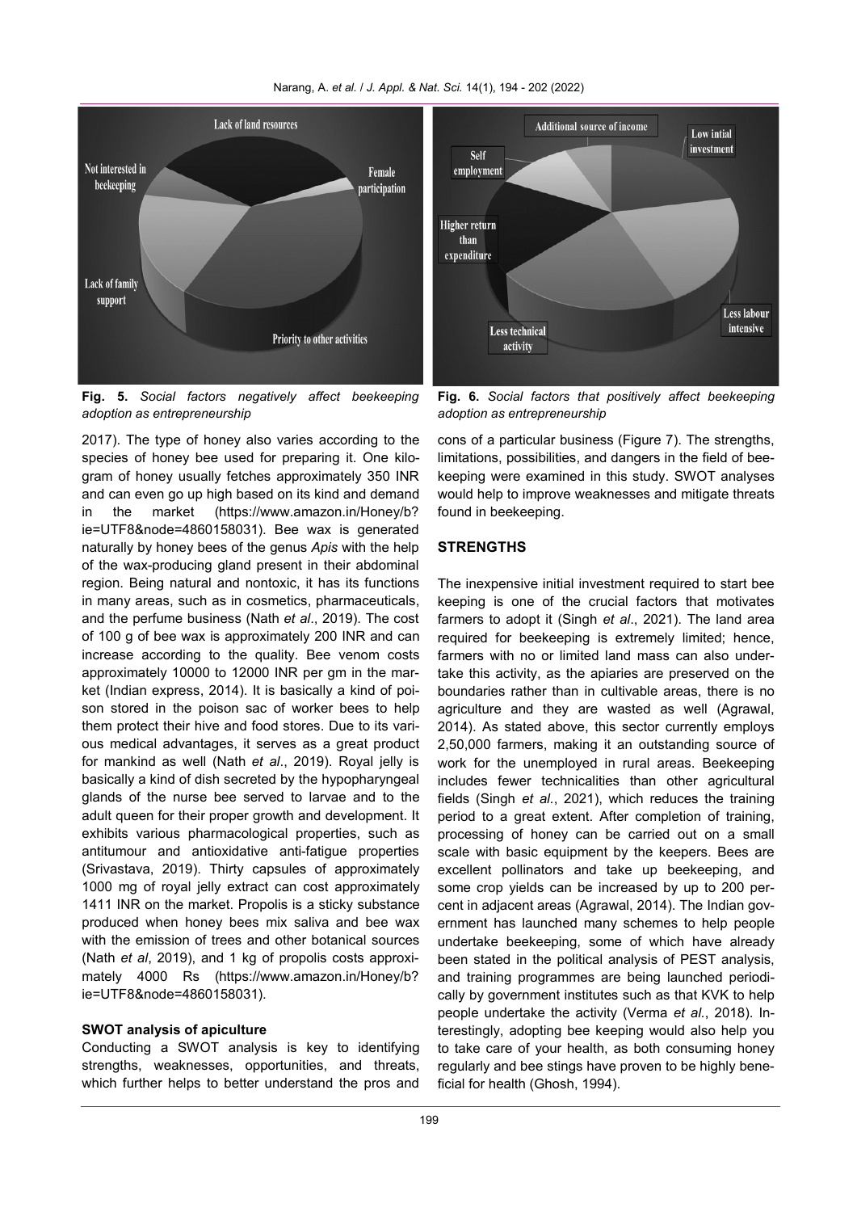**Fig. 5.** *Social factors negatively affect beekeeping adoption as entrepreneurship*

**Fig. 6.** *Social factors that positively affect beekeeping adoption as entrepreneurship*

2017). The type of honey also varies according to the species of honey bee used for preparing it. One kilogram of honey usually fetches approximately 350 INR and can even go up high based on its kind and demand in the market (https://www.amazon.in/Honey/b?ie=UTF8&node=4860158031). Bee wax is generated naturally by honey bees of the genus *Apis* with the help of the wax-producing gland present in their abdominal region. Being natural and nontoxic, it has its functions in many areas, such as in cosmetics, pharmaceuticals, and the perfume business (Nath *et al*., 2019). The cost of 100 g of bee wax is approximately 200 INR and can increase according to the quality. Bee venom costs approximately 10000 to 12000 INR per gm in the market (Indian express, 2014). It is basically a kind of poison stored in the poison sac of worker bees to help them protect their hive and food stores. Due to its various medical advantages, it serves as a great product for mankind as well (Nath *et al*., 2019). Royal jelly is basically a kind of dish secreted by the hypopharyngeal glands of the nurse bee served to larvae and to the adult queen for their proper growth and development. It exhibits various pharmacological properties, such as antitumour and antioxidative anti-fatigue properties (Srivastava, 2019). Thirty capsules of approximately 1000 mg of royal jelly extract can cost approximately 1411 INR on the market. Propolis is a sticky substance produced when honey bees mix saliva and bee wax with the emission of trees and other botanical sources (Nath *et al*, 2019), and 1 kg of propolis costs approximately 4000 Rs (https://www.amazon.in/Honey/b?ie=UTF8&node=4860158031).

### SWOT analysis of apiculture

Conducting a SWOT analysis is key to identifying strengths, weaknesses, opportunities, and threats, which further helps to better understand the pros and cons of a particular business (Figure 7). The strengths, limitations, possibilities, and dangers in the field of beekeeping were examined in this study. SWOT analyses would help to improve weaknesses and mitigate threats found in beekeeping.

## STRENGTHS

The inexpensive initial investment required to start bee keeping is one of the crucial factors that motivates farmers to adopt it (Singh *et al*., 2021). The land area required for beekeeping is extremely limited; hence, farmers with no or limited land mass can also undertake this activity, as the apiaries are preserved on the boundaries rather than in cultivable areas, there is no agriculture and they are wasted as well (Agrawal, 2014). As stated above, this sector currently employs 2,50,000 farmers, making it an outstanding source of work for the unemployed in rural areas. Beekeeping includes fewer technicalities than other agricultural fields (Singh *et al*., 2021), which reduces the training period to a great extent. After completion of training, processing of honey can be carried out on a small scale with basic equipment by the keepers. Bees are excellent pollinators and take up beekeeping, and some crop yields can be increased by up to 200 percent in adjacent areas (Agrawal, 2014). The Indian government has launched many schemes to help people undertake beekeeping, some of which have already been stated in the political analysis of PEST analysis, and training programmes are being launched periodically by government institutes such as that KVK to help people undertake the activity (Verma *et al*., 2018). Interestingly, adopting bee keeping would also help you to take care of your health, as both consuming honey regularly and bee stings have proven to be highly beneficial for health (Ghosh, 1994).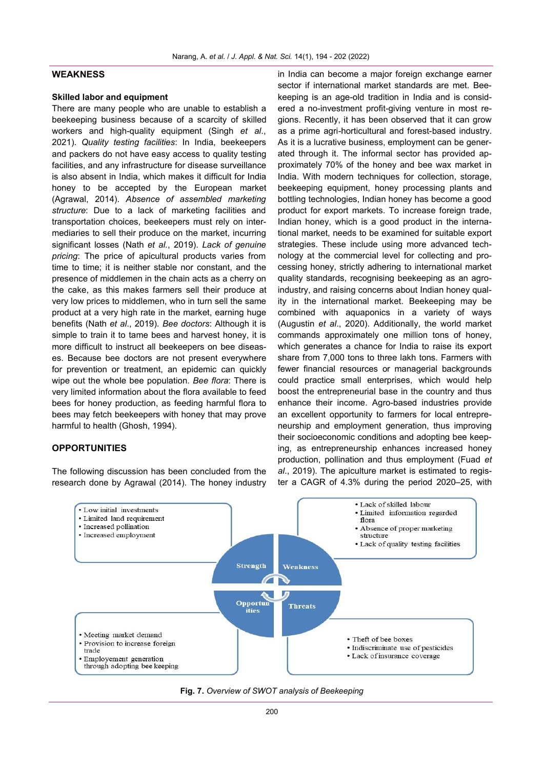## WEAKNESS

### Skilled labor and equipment

There are many people who are unable to establish a beekeeping business because of a scarcity of skilled workers and high-quality equipment (Singh *et al*., 2021). *Quality testing facilities*: In India, beekeepers and packers do not have easy access to quality testing facilities, and any infrastructure for disease surveillance is also absent in India, which makes it difficult for India honey to be accepted by the European market (Agrawal, 2014). *Absence of assembled marketing structure*: Due to a lack of marketing facilities and transportation choices, beekeepers must rely on intermediaries to sell their produce on the market, incurring significant losses (Nath *et al*., 2019). *Lack of genuine pricing*: The price of apicultural products varies from time to time; it is neither stable nor constant, and the presence of middlemen in the chain acts as a cherry on the cake, as this makes farmers sell their produce at very low prices to middlemen, who in turn sell the same product at a very high rate in the market, earning huge benefits (Nath *et al*., 2019). *Bee doctors*: Although it is simple to train it to tame bees and harvest honey, it is more difficult to instruct all beekeepers on bee diseases. Because bee doctors are not present everywhere for prevention or treatment, an epidemic can quickly wipe out the whole bee population. *Bee flora*: There is very limited information about the flora available to feed bees for honey production, as feeding harmful flora to bees may fetch beekeepers with honey that may prove harmful to health (Ghosh, 1994).

## OPPORTUNITIES

The following discussion has been concluded from the research done by Agrawal (2014). The honey industry in India can become a major foreign exchange earner sector if international market standards are met. Beekeeping is an age-old tradition in India and is considered a no-investment profit-giving venture in most regions. Recently, it has been observed that it can grow as a prime agri-horticultural and forest-based industry. As it is a lucrative business, employment can be generated through it. The informal sector has provided approximately 70% of the honey and bee wax market in India. With modern techniques for collection, storage, beekeeping equipment, honey processing plants and bottling technologies, Indian honey has become a good product for export markets. To increase foreign trade, Indian honey, which is a good product in the international market, needs to be examined for suitable export strategies. These include using more advanced technology at the commercial level for collecting and processing honey, strictly adhering to international market quality standards, recognising beekeeping as an agro-industry, and raising concerns about Indian honey quality in the international market. Beekeeping may be combined with aquaponics in a variety of ways (Augustin *et al*., 2020). Additionally, the world market commands approximately one million tons of honey, which generates a chance for India to raise its export share from 7,000 tons to three lakh tons. Farmers with fewer financial resources or managerial backgrounds could practice small enterprises, which would help boost the entrepreneurial base in the country and thus enhance their income. Agro-based industries provide an excellent opportunity to farmers for local entrepreneurship and employment generation, thus improving their socioeconomic conditions and adopting bee keeping, as entrepreneurship enhances increased honey production, pollination and thus employment (Fuad *et al*., 2019). The apiculture market is estimated to register a CAGR of 4.3% during the period 2020–25, with

**Strength**
- Low initial investments
- Limited land requirement
- Increased pollination
- Increased employment

**Weakness**
- Lack of skilled labour
- Limited information regarded flora
- Absence of proper marketing structure
- Lack of quality testing facilities

**Opportunities**
- Meeting market demand
- Provision to increase foreign trade
- Employement generation through adopting bee keeping

**Threats**
- Theft of bee boxes
- Indiscriminate use of pesticides
- Lack of insurance coverage

**Fig. 7.** *Overview of SWOT analysis of Beekeeping*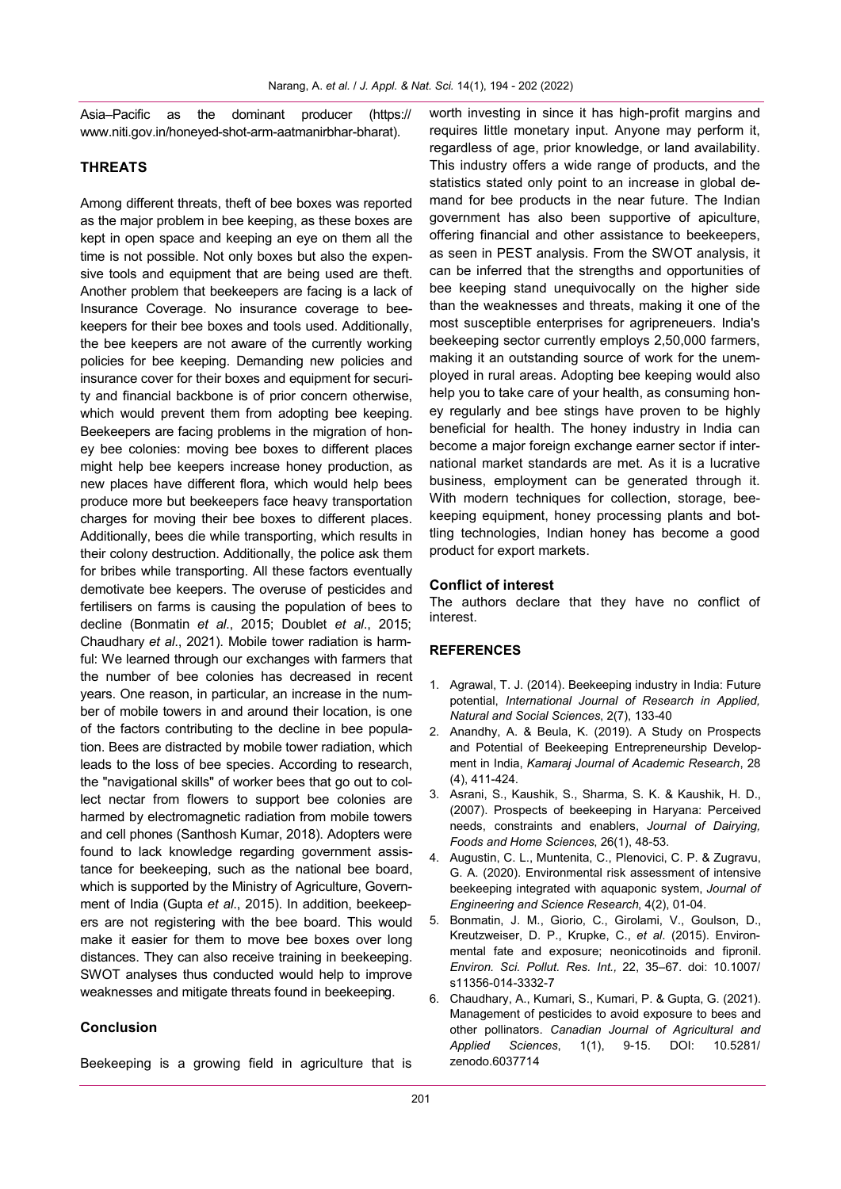Asia–Pacific as the dominant producer (https://www.niti.gov.in/honeyed-shot-arm-aatmanirbhar-bharat).

## THREATS

Among different threats, theft of bee boxes was reported as the major problem in bee keeping, as these boxes are kept in open space and keeping an eye on them all the time is not possible. Not only boxes but also the expensive tools and equipment that are being used are theft. Another problem that beekeepers are facing is a lack of Insurance Coverage. No insurance coverage to beekeepers for their bee boxes and tools used. Additionally, the bee keepers are not aware of the currently working policies for bee keeping. Demanding new policies and insurance cover for their boxes and equipment for security and financial backbone is of prior concern otherwise, which would prevent them from adopting bee keeping. Beekeepers are facing problems in the migration of honey bee colonies: moving bee boxes to different places might help bee keepers increase honey production, as new places have different flora, which would help bees produce more but beekeepers face heavy transportation charges for moving their bee boxes to different places. Additionally, bees die while transporting, which results in their colony destruction. Additionally, the police ask them for bribes while transporting. All these factors eventually demotivate bee keepers. The overuse of pesticides and fertilisers on farms is causing the population of bees to decline (Bonmatin *et al*., 2015; Doublet *et al*., 2015; Chaudhary *et al*., 2021). Mobile tower radiation is harmful: We learned through our exchanges with farmers that the number of bee colonies has decreased in recent years. One reason, in particular, an increase in the number of mobile towers in and around their location, is one of the factors contributing to the decline in bee population. Bees are distracted by mobile tower radiation, which leads to the loss of bee species. According to research, the "navigational skills" of worker bees that go out to collect nectar from flowers to support bee colonies are harmed by electromagnetic radiation from mobile towers and cell phones (Santhosh Kumar, 2018). Adopters were found to lack knowledge regarding government assistance for beekeeping, such as the national bee board, which is supported by the Ministry of Agriculture, Government of India (Gupta *et al*., 2015). In addition, beekeepers are not registering with the bee board. This would make it easier for them to move bee boxes over long distances. They can also receive training in beekeeping. SWOT analyses thus conducted would help to improve weaknesses and mitigate threats found in beekeeping.

## Conclusion

Beekeeping is a growing field in agriculture that is worth investing in since it has high-profit margins and requires little monetary input. Anyone may perform it, regardless of age, prior knowledge, or land availability. This industry offers a wide range of products, and the statistics stated only point to an increase in global demand for bee products in the near future. The Indian government has also been supportive of apiculture, offering financial and other assistance to beekeepers, as seen in PEST analysis. From the SWOT analysis, it can be inferred that the strengths and opportunities of bee keeping stand unequivocally on the higher side than the weaknesses and threats, making it one of the most susceptible enterprises for agripreneuers. India's beekeeping sector currently employs 2,50,000 farmers, making it an outstanding source of work for the unemployed in rural areas. Adopting bee keeping would also help you to take care of your health, as consuming honey regularly and bee stings have proven to be highly beneficial for health. The honey industry in India can become a major foreign exchange earner sector if international market standards are met. As it is a lucrative business, employment can be generated through it. With modern techniques for collection, storage, beekeeping equipment, honey processing plants and bottling technologies, Indian honey has become a good product for export markets.

### Conflict of interest

The authors declare that they have no conflict of interest.

## REFERENCES

1. Agrawal, T. J. (2014). Beekeeping industry in India: Future potential, *International Journal of Research in Applied, Natural and Social Sciences*, 2(7), 133-40
2. Anandhy, A. & Beula, K. (2019). A Study on Prospects and Potential of Beekeeping Entrepreneurship Development in India, *Kamaraj Journal of Academic Research*, 28 (4), 411-424.
3. Asrani, S., Kaushik, S., Sharma, S. K. & Kaushik, H. D., (2007). Prospects of beekeeping in Haryana: Perceived needs, constraints and enablers, *Journal of Dairying, Foods and Home Sciences*, 26(1), 48-53.
4. Augustin, C. L., Muntenita, C., Plenovici, C. P. & Zugravu, G. A. (2020). Environmental risk assessment of intensive beekeeping integrated with aquaponic system, *Journal of Engineering and Science Research*, 4(2), 01-04.
5. Bonmatin, J. M., Giorio, C., Girolami, V., Goulson, D., Kreutzweiser, D. P., Krupke, C., *et al*. (2015). Environmental fate and exposure; neonicotinoids and fipronil. *Environ. Sci. Pollut. Res. Int.,* 22, 35–67. doi: 10.1007/s11356-014-3332-7
6. Chaudhary, A., Kumari, S., Kumari, P. & Gupta, G. (2021). Management of pesticides to avoid exposure to bees and other pollinators. *Canadian Journal of Agricultural and Applied Sciences*, 1(1), 9-15. DOI: 10.5281/zenodo.6037714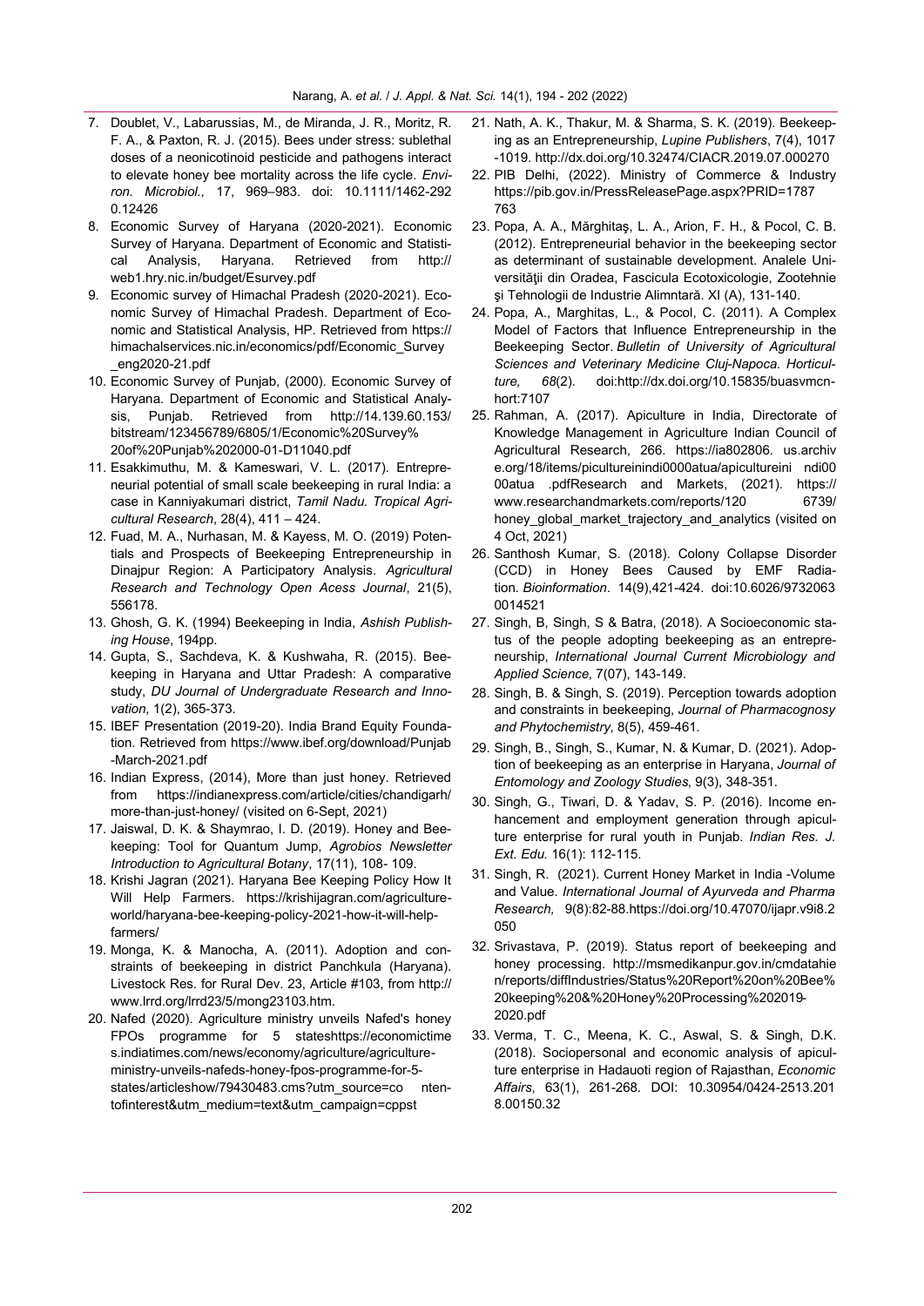7. Doublet, V., Labarussias, M., de Miranda, J. R., Moritz, R. F. A., & Paxton, R. J. (2015). Bees under stress: sublethal doses of a neonicotinoid pesticide and pathogens interact to elevate honey bee mortality across the life cycle. *Environ. Microbiol.,* 17, 969–983. doi: 10.1111/1462-2920.12426
8. Economic Survey of Haryana (2020-2021). Economic Survey of Haryana. Department of Economic and Statistical Analysis, Haryana. Retrieved from http://web1.hry.nic.in/budget/Esurvey.pdf
9. Economic survey of Himachal Pradesh (2020-2021). Economic Survey of Himachal Pradesh. Department of Economic and Statistical Analysis, HP. Retrieved from https://himachalservices.nic.in/economics/pdf/Economic_Survey_eng2020-21.pdf
10. Economic Survey of Punjab, (2000). Economic Survey of Haryana. Department of Economic and Statistical Analysis, Punjab. Retrieved from http://14.139.60.153/bitstream/123456789/6805/1/Economic%20Survey%20of%20Punjab%202000-01-D11040.pdf
11. Esakkimuthu, M. & Kameswari, V. L. (2017). Entrepreneurial potential of small scale beekeeping in rural India: a case in Kanniyakumari district, *Tamil Nadu. Tropical Agricultural Research*, 28(4), 411 – 424.
12. Fuad, M. A., Nurhasan, M. & Kayess, M. O. (2019) Potentials and Prospects of Beekeeping Entrepreneurship in Dinajpur Region: A Participatory Analysis. *Agricultural Research and Technology Open Acess Journal*, 21(5), 556178.
13. Ghosh, G. K. (1994) Beekeeping in India, *Ashish Publishing House*, 194pp.
14. Gupta, S., Sachdeva, K. & Kushwaha, R. (2015). Beekeeping in Haryana and Uttar Pradesh: A comparative study, *DU Journal of Undergraduate Research and Innovation*, 1(2), 365-373.
15. IBEF Presentation (2019-20). India Brand Equity Foundation. Retrieved from https://www.ibef.org/download/Punjab-March-2021.pdf
16. Indian Express, (2014), More than just honey. Retrieved from https://indianexpress.com/article/cities/chandigarh/more-than-just-honey/ (visited on 6-Sept, 2021)
17. Jaiswal, D. K. & Shaymrao, I. D. (2019). Honey and Beekeeping: Tool for Quantum Jump, *Agrobios Newsletter Introduction to Agricultural Botany*, 17(11), 108- 109.
18. Krishi Jagran (2021). Haryana Bee Keeping Policy How It Will Help Farmers. https://krishijagran.com/agriculture-world/haryana-bee-keeping-policy-2021-how-it-will-help-farmers/
19. Monga, K. & Manocha, A. (2011). Adoption and constraints of beekeeping in district Panchkula (Haryana). Livestock Res. for Rural Dev. 23, Article #103, from http://www.lrrd.org/lrrd23/5/mong23103.htm.
20. Nafed (2020). Agriculture ministry unveils Nafed's honey FPOs programme for 5 stateshttps://economictimes.indiatimes.com/news/economy/agriculture/agriculture-ministry-unveils-nafeds-honey-fpos-programme-for-5-states/articleshow/79430483.cms?utm_source=contentofinterest&utm_medium=text&utm_campaign=cppst
21. Nath, A. K., Thakur, M. & Sharma, S. K. (2019). Beekeeping as an Entrepreneurship, *Lupine Publishers*, 7(4), 1017-1019. http://dx.doi.org/10.32474/CIACR.2019.07.000270
22. PIB Delhi, (2022). Ministry of Commerce & Industry https://pib.gov.in/PressReleasePage.aspx?PRID=1787763
23. Popa, A. A., Mărghitaş, L. A., Arion, F. H., & Pocol, C. B. (2012). Entrepreneurial behavior in the beekeeping sector as determinant of sustainable development. Analele Universităţii din Oradea, Fascicula Ecotoxicologie, Zootehnie şi Tehnologii de Industrie Alimntară. XI (A), 131-140.
24. Popa, A., Marghitas, L., & Pocol, C. (2011). A Complex Model of Factors that Influence Entrepreneurship in the Beekeeping Sector. *Bulletin of University of Agricultural Sciences and Veterinary Medicine Cluj-Napoca. Horticulture, 68*(2). doi:http://dx.doi.org/10.15835/buasvmcn-hort:7107
25. Rahman, A. (2017). Apiculture in India, Directorate of Knowledge Management in Agriculture Indian Council of Agricultural Research, 266. https://ia802806. us.archive.org/18/items/piculturein­indi0000atua/apicultureini ndi0000atua .pdfResearch and Markets, (2021). https://www.researchandmarkets.com/reports/120 6739/honey_global_market_trajectory_and_analytics (visited on 4 Oct, 2021)
26. Santhosh Kumar, S. (2018). Colony Collapse Disorder (CCD) in Honey Bees Caused by EMF Radiation. *Bioinformation*. 14(9),421-424. doi:10.6026/97320630014521
27. Singh, B, Singh, S & Batra, (2018). A Socioeconomic status of the people adopting beekeeping as an entrepreneurship, *International Journal Current Microbiology and Applied Science*, 7(07), 143-149.
28. Singh, B. & Singh, S. (2019). Perception towards adoption and constraints in beekeeping, *Journal of Pharmacognosy and Phytochemistry*, 8(5), 459-461.
29. Singh, B., Singh, S., Kumar, N. & Kumar, D. (2021). Adoption of beekeeping as an enterprise in Haryana, *Journal of Entomology and Zoology Studies*, 9(3), 348-351.
30. Singh, G., Tiwari, D. & Yadav, S. P. (2016). Income enhancement and employment generation through apiculture enterprise for rural youth in Punjab. *Indian Res. J. Ext. Edu.* 16(1): 112-115.
31. Singh, R. (2021). Current Honey Market in India -Volume and Value. *International Journal of Ayurveda and Pharma Research,* 9(8):82-88.https://doi.org/10.47070/ijapr.v9i8.2050
32. Srivastava, P. (2019). Status report of beekeeping and honey processing. http://msmedikanpur.gov.in/cmdatahien/reports/diffIndustries/Status%20Report%20on%20Bee%20keeping%20&%20Honey%20Processing%202019-2020.pdf
33. Verma, T. C., Meena, K. C., Aswal, S. & Singh, D.K. (2018). Sociopersonal and economic analysis of apiculture enterprise in Hadauoti region of Rajasthan, *Economic Affairs*, 63(1), 261-268. DOI: 10.30954/0424-2513.2018.00150.32